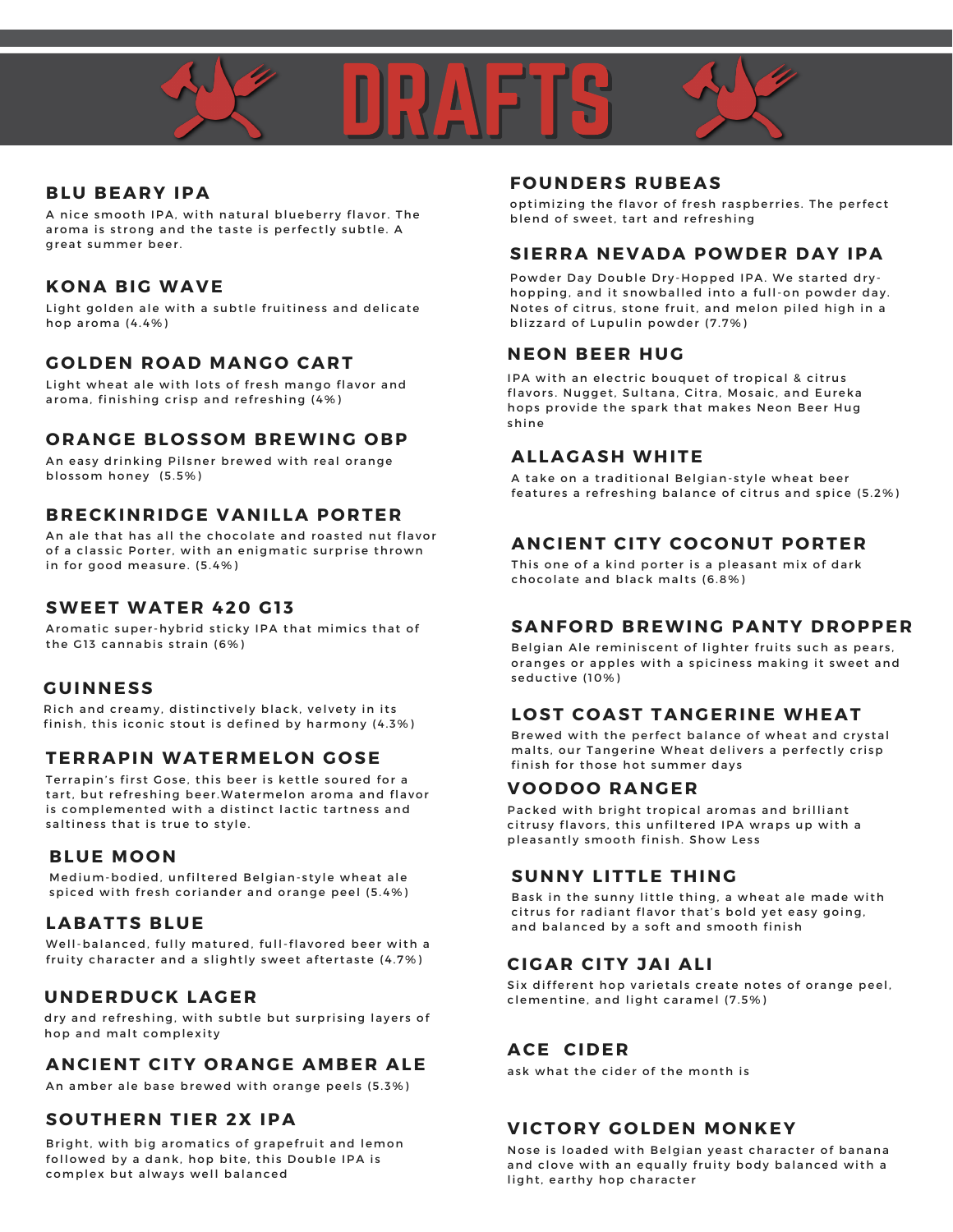# DRAFTS

### BLU BEARY IPA

A nice smooth IPA, with natural blueberry flavor. The aroma is strong and the taste is perfectly subtle. A great summer beer.

### KONA BIG WAVE

Light golden ale with a subtle fruitiness and delicate hop aroma (4.4%)

### GOLDEN ROAD MANGO CART

Light wheat ale with lots of fresh mango flavor and aroma, finishing crisp and refreshing (4%)

### ORANGE BLOSSOM BREWING OBP

An easy drinking Pilsner brewed with real orange blossom honey (5.5%)

### BRECKINRIDGE VANILLA PORTER

An ale that has all the chocolate and roasted nut flavor of a classic Porter, with an enigmatic surprise thrown in for good measure. (5.4%)

### SWEET WATER 420 G13

Aromatic super-hybrid sticky IPA that mimics that of the G13 cannabis strain (6%)

### GUINNESS

Rich and creamy, distinctively black, velvety in its finish, this iconic stout is defined by harmony (4.3%)

### TERRAPIN WATERMELON GOSE

Terrapin's first Gose, this beer is kettle soured for a tart, but refreshing beer.Watermelon aroma and flavor is complemented with a distinct lactic tartness and saltiness that is true to style.

### BLUE MOON

Medium-bodied, unfiltered Belgian-style wheat ale spiced with fresh coriander and orange peel (5.4%)

### LABATTS BLUE

Well-balanced, fully matured, full-flavored beer with a fruity character and a slightly sweet aftertaste (4.7%)

### UNDERDUCK LAGER

dry and refreshing, with subtle but surprising layers of hop and malt complexity

### ANCIENT CITY ORANGE AMBER ALE

An amber ale base brewed with orange peels (5.3%)

### SOUTHERN TIER 2X IPA

Bright, with big aromatics of grapefruit and lemon followed by a dank, hop bite, this Double IPA is complex but always well balanced

### FOUNDERS RUBEAS

optimizing the flavor of fresh raspberries. The perfect blend of sweet, tart and refreshing

### SIERRA NEVADA POWDER DAY IPA

Powder Day Double Dry-Hopped IPA. We started dry-hopping, and it snowballed into a full-on powder day. Notes of citrus, stone fruit, and melon piled high in a blizzard of Lupulin powder (7.7%)

### NEON BEER HUG

IPA with an electric bouquet of tropical & citrus flavors. Nugget, Sultana, Citra, Mosaic, and Eureka hops provide the spark that makes Neon Beer Hug shine

### ALLAGASH WHITE

A take on a traditional Belgian-style wheat beer features a refreshing balance of citrus and spice (5.2%)

### ANCIENT CITY COCONUT PORTER

This one of a kind porter is a pleasant mix of dark chocolate and black malts (6.8%)

### SANFORD BREWING PANTY DROPPER

Belgian Ale reminiscent of lighter fruits such as pears, oranges or apples with a spiciness making it sweet and seductive (10%)

### LOST COAST TANGERINE WHEAT

Brewed with the perfect balance of wheat and crystal malts, our Tangerine Wheat delivers a perfectly crisp finish for those hot summer days

### VOODOO RANGER

Packed with bright tropical aromas and brilliant citrusy flavors, this unfiltered IPA wraps up with a pleasantly smooth finish. Show Less

### SUNNY LITTLE THING

Bask in the sunny little thing, a wheat ale made with citrus for radiant flavor that's bold yet easy going, and balanced by a soft and smooth finish

### CIGAR CITY JAI ALI

Six different hop varietals create notes of orange peel, clementine, and light caramel (7.5%)

### ACE CIDER

ask what the cider of the month is

### VICTORY GOLDEN MONKEY

Nose is loaded with Belgian yeast character of banana and clove with an equally fruity body balanced with a light, earthy hop character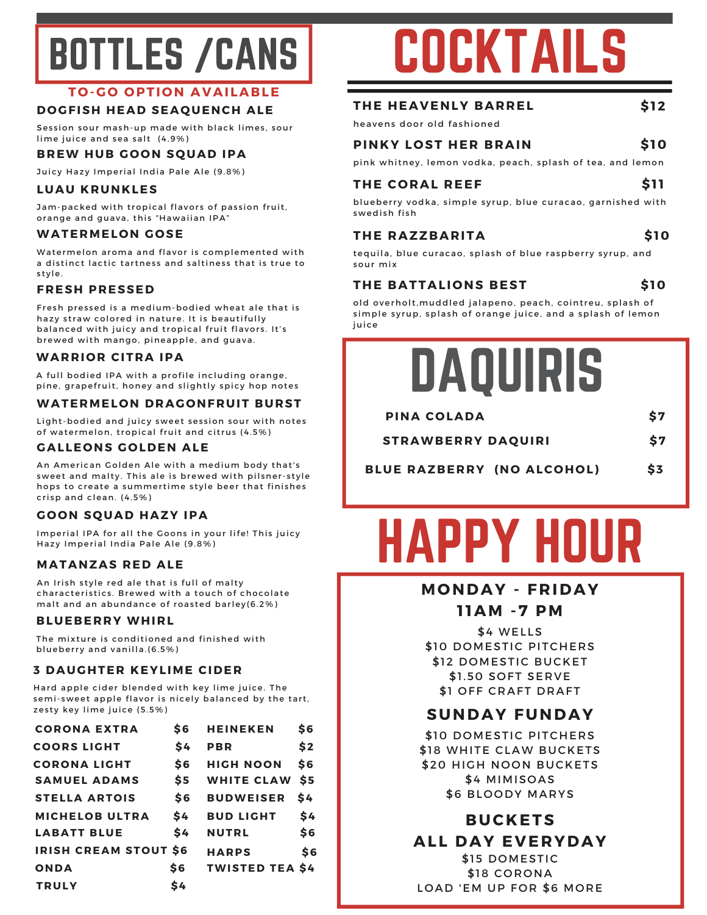# BOTTLES /CANS

**TO-GO OPTION AVAILABLE**

### DOGFISH HEAD SEAQUENCH ALE

Session sour mash-up made with black limes, sour lime juice and sea salt (4.9%)

### BREW HUB GOON SQUAD IPA

Juicy Hazy Imperial India Pale Ale (9.8%)

### LUAU KRUNKLES

Jam-packed with tropical flavors of passion fruit, orange and guava, this "Hawaiian IPA"

### WATERMELON GOSE

Watermelon aroma and flavor is complemented with a distinct lactic tartness and saltiness that is true to style.

### FRESH PRESSED

Fresh pressed is a medium-bodied wheat ale that is hazy straw colored in nature. It is beautifully balanced with juicy and tropical fruit flavors. It's brewed with mango, pineapple, and guava.

### WARRIOR CITRA IPA

A full bodied IPA with a profile including orange, pine, grapefruit, honey and slightly spicy hop notes

### WATERMELON DRAGONFRUIT BURST

Light-bodied and juicy sweet session sour with notes of watermelon, tropical fruit and citrus (4.5%)

### GALLEONS GOLDEN ALE

An American Golden Ale with a medium body that's sweet and malty. This ale is brewed with pilsner-style hops to create a summertime style beer that finishes crisp and clean. (4.5%)

### GOON SQUAD HAZY IPA

Imperial IPA for all the Goons in your life! This juicy Hazy Imperial India Pale Ale (9.8%)

### MATANZAS RED ALE

An Irish style red ale that is full of malty characteristics. Brewed with a touch of chocolate malt and an abundance of roasted barley(6.2%)

### BLUEBERRY WHIRL

The mixture is conditioned and finished with blueberry and vanilla.(6.5%)

### 3 DAUGHTER KEYLIME CIDER

Hard apple cider blended with key lime juice. The semi-sweet apple flavor is nicely balanced by the tart, zesty key lime juice (5.5%)

| | | | |
|---|---|---|---|
| CORONA EXTRA | $6 | HEINEKEN | $6 |
| COORS LIGHT | $4 | PBR | $2 |
| CORONA LIGHT | $6 | HIGH NOON | $6 |
| SAMUEL ADAMS | $5 | WHITE CLAW | $5 |
| STELLA ARTOIS | $6 | BUDWEISER | $4 |
| MICHELOB ULTRA | $4 | BUD LIGHT | $4 |
| LABATT BLUE | $4 | NUTRL | $6 |
| IRISH CREAM STOUT | $6 | HARPS | $6 |
| ONDA | $6 | TWISTED TEA | $4 |
| TRULY | $4 | | |

# COCKTAILS

### THE HEAVENLY BARREL — $12

heavens door old fashioned

### PINKY LOST HER BRAIN — $10

pink whitney, lemon vodka, peach, splash of tea, and lemon

### THE CORAL REEF — $11

blueberry vodka, simple syrup, blue curacao, garnished with swedish fish

### THE RAZZBARITA — $10

tequila, blue curacao, splash of blue raspberry syrup, and sour mix

### THE BATTALIONS BEST — $10

old overholt,muddled jalapeno, peach, cointreu, splash of simple syrup, splash of orange juice, and a splash of lemon juice

# DAQUIRIS

| | |
|---|---|
| PINA COLADA | $7 |
| STRAWBERRY DAQUIRI | $7 |
| BLUE RAZBERRY (NO ALCOHOL) | $3 |

# HAPPY HOUR

## MONDAY - FRIDAY
## 11AM -7 PM

$4 WELLS
$10 DOMESTIC PITCHERS
$12 DOMESTIC BUCKET
$1.50 SOFT SERVE
$1 OFF CRAFT DRAFT

## SUNDAY FUNDAY

$10 DOMESTIC PITCHERS
$18 WHITE CLAW BUCKETS
$20 HIGH NOON BUCKETS
$4 MIMISOAS
$6 BLOODY MARYS

## BUCKETS
## ALL DAY EVERYDAY

$15 DOMESTIC
$18 CORONA
LOAD 'EM UP FOR $6 MORE